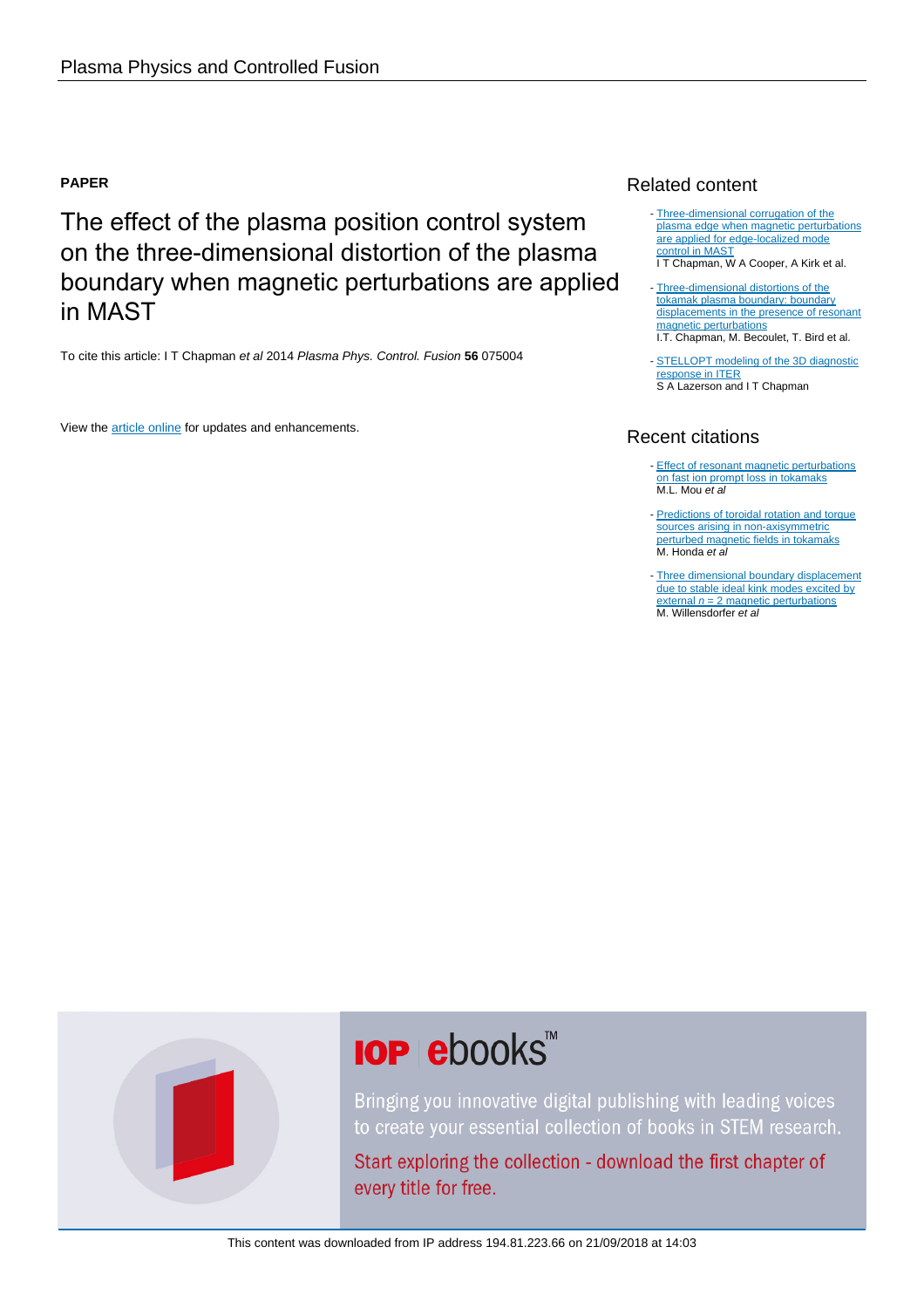Plasma Physics and Controlled Fusion

**PAPER**

# The effect of the plasma position control system on the three-dimensional distortion of the plasma boundary when magnetic perturbations are applied in MAST

To cite this article: I T Chapman *et al* 2014 *Plasma Phys. Control. Fusion* **56** 075004

View the article online for updates and enhancements.

## Related content

- Three-dimensional corrugation of the plasma edge when magnetic perturbations are applied for edge-localized mode control in MAST
I T Chapman, W A Cooper, A Kirk et al.

- Three-dimensional distortions of the tokamak plasma boundary: boundary displacements in the presence of resonant magnetic perturbations
I.T. Chapman, M. Becoulet, T. Bird et al.

- STELLOPT modeling of the 3D diagnostic response in ITER
S A Lazerson and I T Chapman

## Recent citations

- Effect of resonant magnetic perturbations on fast ion prompt loss in tokamaks
M.L. Mou *et al*

- Predictions of toroidal rotation and torque sources arising in non-axisymmetric perturbed magnetic fields in tokamaks
M. Honda *et al*

- Three dimensional boundary displacement due to stable ideal kink modes excited by external $n = 2$ magnetic perturbations
M. Willensdorfer *et al*

**IOP ebooks™**

Bringing you innovative digital publishing with leading voices to create your essential collection of books in STEM research.

Start exploring the collection - download the first chapter of every title for free.

This content was downloaded from IP address 194.81.223.66 on 21/09/2018 at 14:03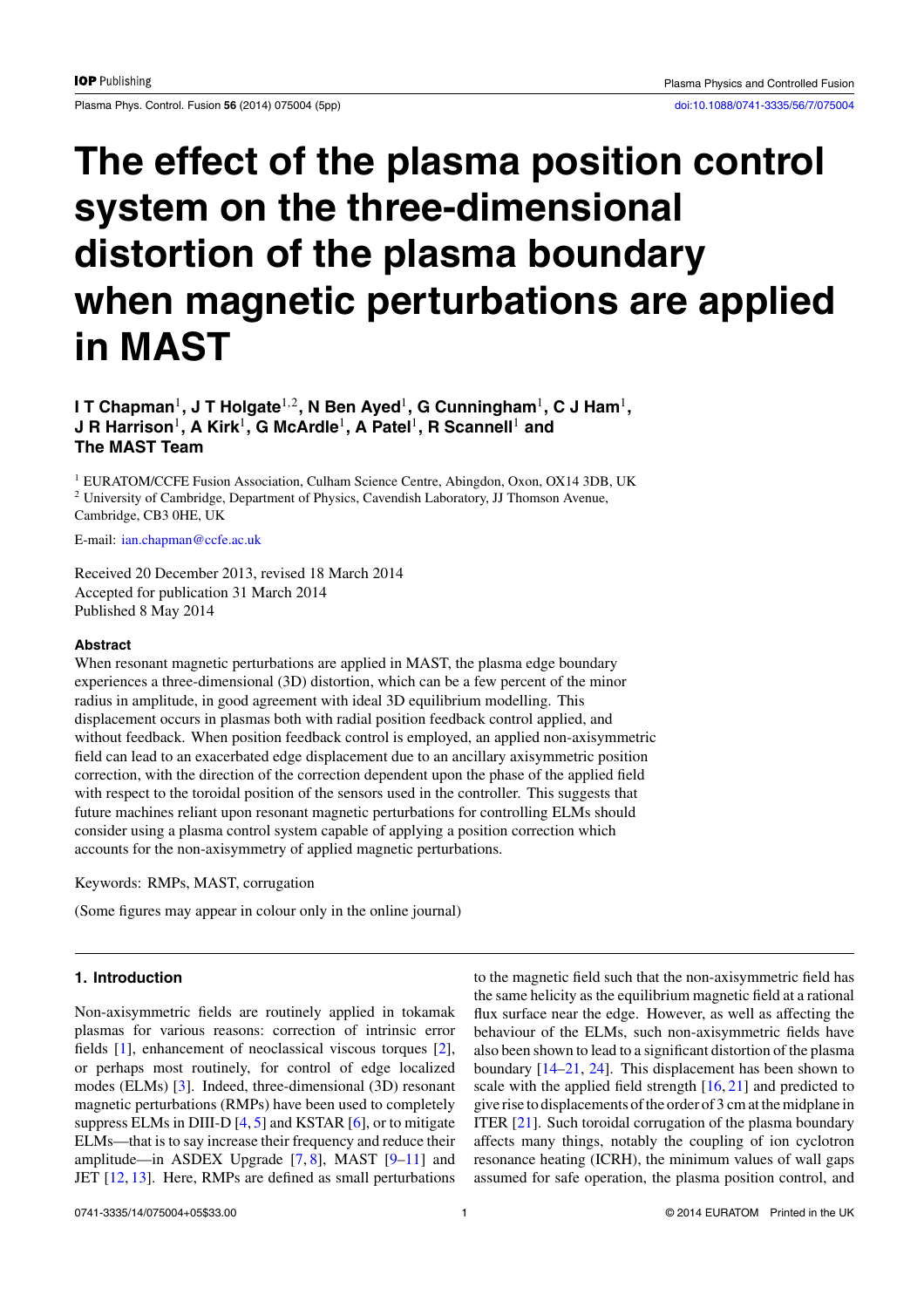# The effect of the plasma position control system on the three-dimensional distortion of the plasma boundary when magnetic perturbations are applied in MAST

**I T Chapman**[1], **J T Holgate**[1,2], **N Ben Ayed**[1], **G Cunningham**[1], **C J Ham**[1], **J R Harrison**[1], **A Kirk**[1], **G McArdle**[1], **A Patel**[1], **R Scannell**[1] **and The MAST Team**

[1] EURATOM/CCFE Fusion Association, Culham Science Centre, Abingdon, Oxon, OX14 3DB, UK

[2] University of Cambridge, Department of Physics, Cavendish Laboratory, JJ Thomson Avenue, Cambridge, CB3 0HE, UK

E-mail: ian.chapman@ccfe.ac.uk

Received 20 December 2013, revised 18 March 2014
Accepted for publication 31 March 2014
Published 8 May 2014

### Abstract

When resonant magnetic perturbations are applied in MAST, the plasma edge boundary experiences a three-dimensional (3D) distortion, which can be a few percent of the minor radius in amplitude, in good agreement with ideal 3D equilibrium modelling. This displacement occurs in plasmas both with radial position feedback control applied, and without feedback. When position feedback control is employed, an applied non-axisymmetric field can lead to an exacerbated edge displacement due to an ancillary axisymmetric position correction, with the direction of the correction dependent upon the phase of the applied field with respect to the toroidal position of the sensors used in the controller. This suggests that future machines reliant upon resonant magnetic perturbations for controlling ELMs should consider using a plasma control system capable of applying a position correction which accounts for the non-axisymmetry of applied magnetic perturbations.

Keywords: RMPs, MAST, corrugation

(Some figures may appear in colour only in the online journal)

## 1. Introduction

Non-axisymmetric fields are routinely applied in tokamak plasmas for various reasons: correction of intrinsic error fields [1], enhancement of neoclassical viscous torques [2], or perhaps most routinely, for control of edge localized modes (ELMs) [3]. Indeed, three-dimensional (3D) resonant magnetic perturbations (RMPs) have been used to completely suppress ELMs in DIII-D [4, 5] and KSTAR [6], or to mitigate ELMs—that is to say increase their frequency and reduce their amplitude—in ASDEX Upgrade [7, 8], MAST [9–11] and JET [12, 13]. Here, RMPs are defined as small perturbations to the magnetic field such that the non-axisymmetric field has the same helicity as the equilibrium magnetic field at a rational flux surface near the edge. However, as well as affecting the behaviour of the ELMs, such non-axisymmetric fields have also been shown to lead to a significant distortion of the plasma boundary [14–21, 24]. This displacement has been shown to scale with the applied field strength [16, 21] and predicted to give rise to displacements of the order of 3 cm at the midplane in ITER [21]. Such toroidal corrugation of the plasma boundary affects many things, notably the coupling of ion cyclotron resonance heating (ICRH), the minimum values of wall gaps assumed for safe operation, the plasma position control, and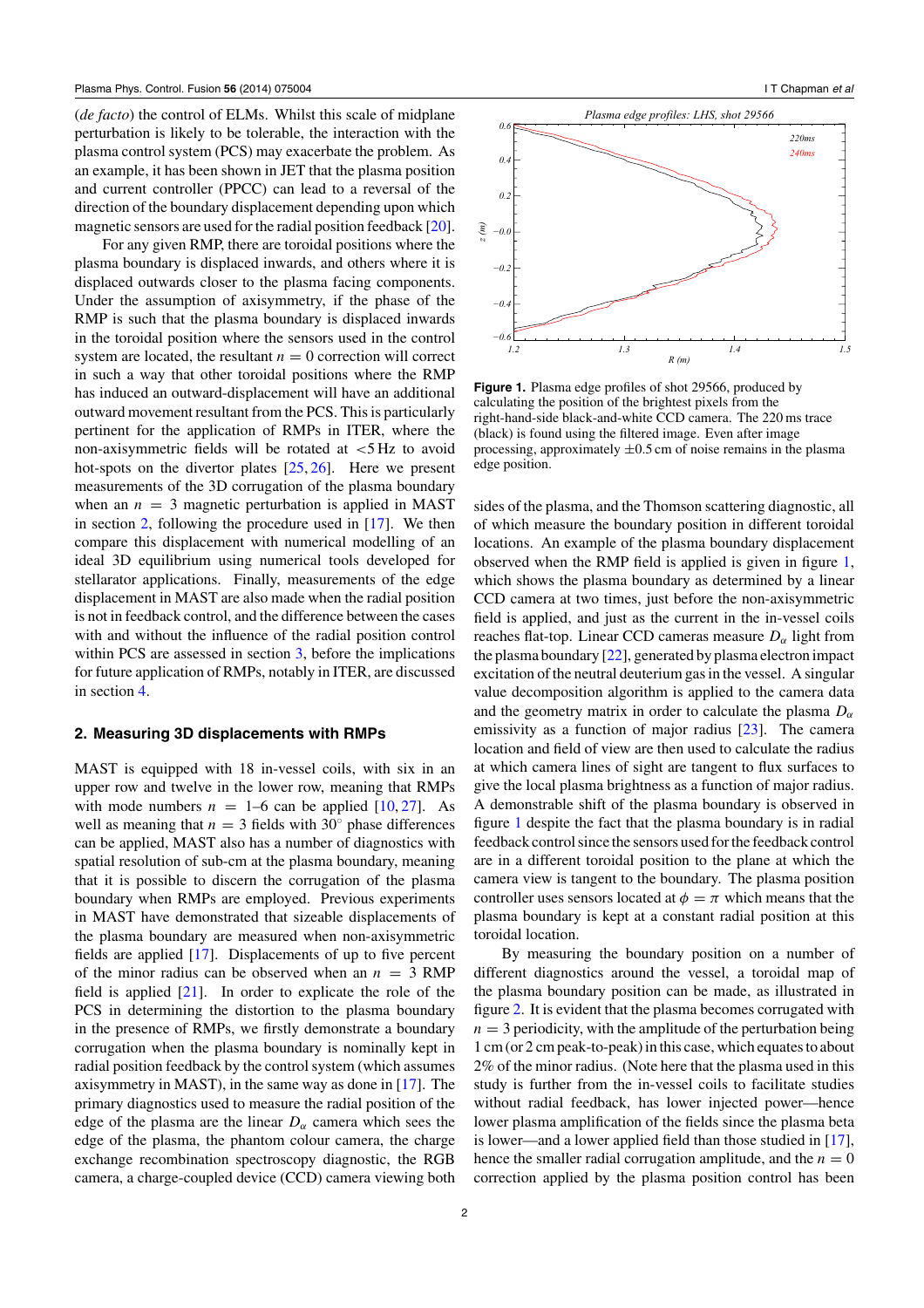(*de facto*) the control of ELMs. Whilst this scale of midplane perturbation is likely to be tolerable, the interaction with the plasma control system (PCS) may exacerbate the problem. As an example, it has been shown in JET that the plasma position and current controller (PPCC) can lead to a reversal of the direction of the boundary displacement depending upon which magnetic sensors are used for the radial position feedback [20].

For any given RMP, there are toroidal positions where the plasma boundary is displaced inwards, and others where it is displaced outwards closer to the plasma facing components. Under the assumption of axisymmetry, if the phase of the RMP is such that the plasma boundary is displaced inwards in the toroidal position where the sensors used in the control system are located, the resultant $n = 0$ correction will correct in such a way that other toroidal positions where the RMP has induced an outward-displacement will have an additional outward movement resultant from the PCS. This is particularly pertinent for the application of RMPs in ITER, where the non-axisymmetric fields will be rotated at $<5$ Hz to avoid hot-spots on the divertor plates [25, 26]. Here we present measurements of the 3D corrugation of the plasma boundary when an $n = 3$ magnetic perturbation is applied in MAST in section 2, following the procedure used in [17]. We then compare this displacement with numerical modelling of an ideal 3D equilibrium using numerical tools developed for stellarator applications. Finally, measurements of the edge displacement in MAST are also made when the radial position is not in feedback control, and the difference between the cases with and without the influence of the radial position control within PCS are assessed in section 3, before the implications for future application of RMPs, notably in ITER, are discussed in section 4.

## 2. Measuring 3D displacements with RMPs

MAST is equipped with 18 in-vessel coils, with six in an upper row and twelve in the lower row, meaning that RMPs with mode numbers $n = 1$–6 can be applied [10, 27]. As well as meaning that $n = 3$ fields with 30° phase differences can be applied, MAST also has a number of diagnostics with spatial resolution of sub-cm at the plasma boundary, meaning that it is possible to discern the corrugation of the plasma boundary when RMPs are employed. Previous experiments in MAST have demonstrated that sizeable displacements of the plasma boundary are measured when non-axisymmetric fields are applied [17]. Displacements of up to five percent of the minor radius can be observed when an $n = 3$ RMP field is applied [21]. In order to explicate the role of the PCS in determining the distortion to the plasma boundary in the presence of RMPs, we firstly demonstrate a boundary corrugation when the plasma boundary is nominally kept in radial position feedback by the control system (which assumes axisymmetry in MAST), in the same way as done in [17]. The primary diagnostics used to measure the radial position of the edge of the plasma are the linear $D_\alpha$ camera which sees the edge of the plasma, the phantom colour camera, the charge exchange recombination spectroscopy diagnostic, the RGB camera, a charge-coupled device (CCD) camera viewing both sides of the plasma, and the Thomson scattering diagnostic, all of which measure the boundary position in different toroidal locations. An example of the plasma boundary displacement observed when the RMP field is applied is given in figure 1, which shows the plasma boundary as determined by a linear CCD camera at two times, just before the non-axisymmetric field is applied, and just as the current in the in-vessel coils reaches flat-top. Linear CCD cameras measure $D_\alpha$ light from the plasma boundary [22], generated by plasma electron impact excitation of the neutral deuterium gas in the vessel. A singular value decomposition algorithm is applied to the camera data and the geometry matrix in order to calculate the plasma $D_\alpha$ emissivity as a function of major radius [23]. The camera location and field of view are then used to calculate the radius at which camera lines of sight are tangent to flux surfaces to give the local plasma brightness as a function of major radius. A demonstrable shift of the plasma boundary is observed in figure 1 despite the fact that the plasma boundary is in radial feedback control since the sensors used for the feedback control are in a different toroidal position to the plane at which the camera view is tangent to the boundary. The plasma position controller uses sensors located at $\phi = \pi$ which means that the plasma boundary is kept at a constant radial position at this toroidal location.

**Figure 1.** Plasma edge profiles of shot 29566, produced by calculating the position of the brightest pixels from the right-hand-side black-and-white CCD camera. The 220 ms trace (black) is found using the filtered image. Even after image processing, approximately ±0.5 cm of noise remains in the plasma edge position.

By measuring the boundary position on a number of different diagnostics around the vessel, a toroidal map of the plasma boundary position can be made, as illustrated in figure 2. It is evident that the plasma becomes corrugated with $n = 3$ periodicity, with the amplitude of the perturbation being 1 cm (or 2 cm peak-to-peak) in this case, which equates to about 2% of the minor radius. (Note here that the plasma used in this study is further from the in-vessel coils to facilitate studies without radial feedback, has lower injected power—hence lower plasma amplification of the fields since the plasma beta is lower—and a lower applied field than those studied in [17], hence the smaller radial corrugation amplitude, and the $n = 0$ correction applied by the plasma position control has been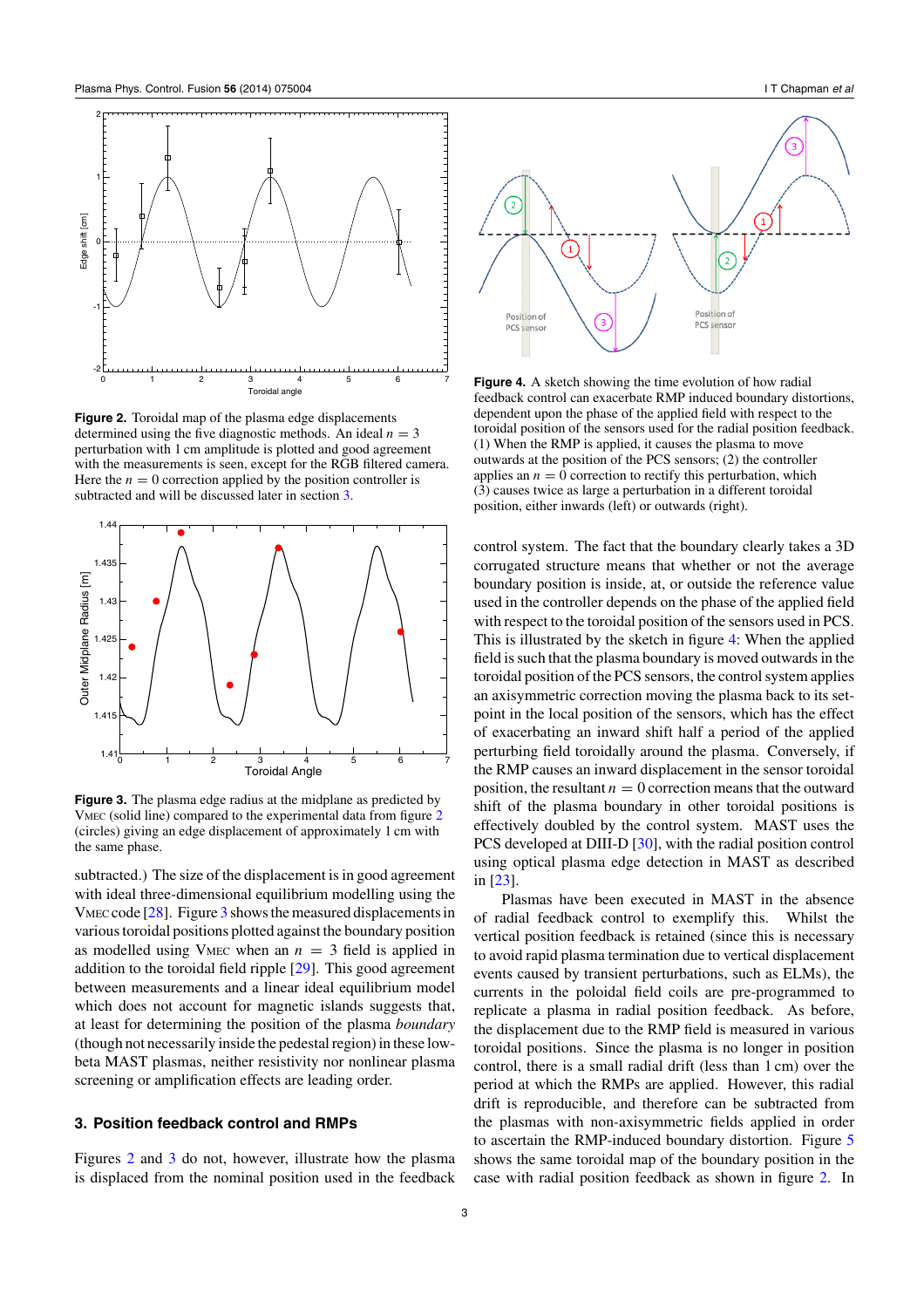**Figure 2.** Toroidal map of the plasma edge displacements determined using the five diagnostic methods. An ideal $n = 3$ perturbation with 1 cm amplitude is plotted and good agreement with the measurements is seen, except for the RGB filtered camera. Here the $n = 0$ correction applied by the position controller is subtracted and will be discussed later in section 3.

**Figure 3.** The plasma edge radius at the midplane as predicted by VMEC (solid line) compared to the experimental data from figure 2 (circles) giving an edge displacement of approximately 1 cm with the same phase.

subtracted.) The size of the displacement is in good agreement with ideal three-dimensional equilibrium modelling using the VMEC code [28]. Figure 3 shows the measured displacements in various toroidal positions plotted against the boundary position as modelled using VMEC when an $n = 3$ field is applied in addition to the toroidal field ripple [29]. This good agreement between measurements and a linear ideal equilibrium model which does not account for magnetic islands suggests that, at least for determining the position of the plasma *boundary* (though not necessarily inside the pedestal region) in these low-beta MAST plasmas, neither resistivity nor nonlinear plasma screening or amplification effects are leading order.

## 3. Position feedback control and RMPs

Figures 2 and 3 do not, however, illustrate how the plasma is displaced from the nominal position used in the feedback control system. The fact that the boundary clearly takes a 3D corrugated structure means that whether or not the average boundary position is inside, at, or outside the reference value used in the controller depends on the phase of the applied field with respect to the toroidal position of the sensors used in PCS. This is illustrated by the sketch in figure 4: When the applied field is such that the plasma boundary is moved outwards in the toroidal position of the PCS sensors, the control system applies an axisymmetric correction moving the plasma back to its set-point in the local position of the sensors, which has the effect of exacerbating an inward shift half a period of the applied perturbing field toroidally around the plasma. Conversely, if the RMP causes an inward displacement in the sensor toroidal position, the resultant $n = 0$ correction means that the outward shift of the plasma boundary in other toroidal positions is effectively doubled by the control system. MAST uses the PCS developed at DIII-D [30], with the radial position control using optical plasma edge detection in MAST as described in [23].

**Figure 4.** A sketch showing the time evolution of how radial feedback control can exacerbate RMP induced boundary distortions, dependent upon the phase of the applied field with respect to the toroidal position of the sensors used for the radial position feedback. (1) When the RMP is applied, it causes the plasma to move outwards at the position of the PCS sensors; (2) the controller applies an $n = 0$ correction to rectify this perturbation, which (3) causes twice as large a perturbation in a different toroidal position, either inwards (left) or outwards (right).

Plasmas have been executed in MAST in the absence of radial feedback control to exemplify this. Whilst the vertical position feedback is retained (since this is necessary to avoid rapid plasma termination due to vertical displacement events caused by transient perturbations, such as ELMs), the currents in the poloidal field coils are pre-programmed to replicate a plasma in radial position feedback. As before, the displacement due to the RMP field is measured in various toroidal positions. Since the plasma is no longer in position control, there is a small radial drift (less than 1 cm) over the period at which the RMPs are applied. However, this radial drift is reproducible, and therefore can be subtracted from the plasmas with non-axisymmetric fields applied in order to ascertain the RMP-induced boundary distortion. Figure 5 shows the same toroidal map of the boundary position in the case with radial position feedback as shown in figure 2. In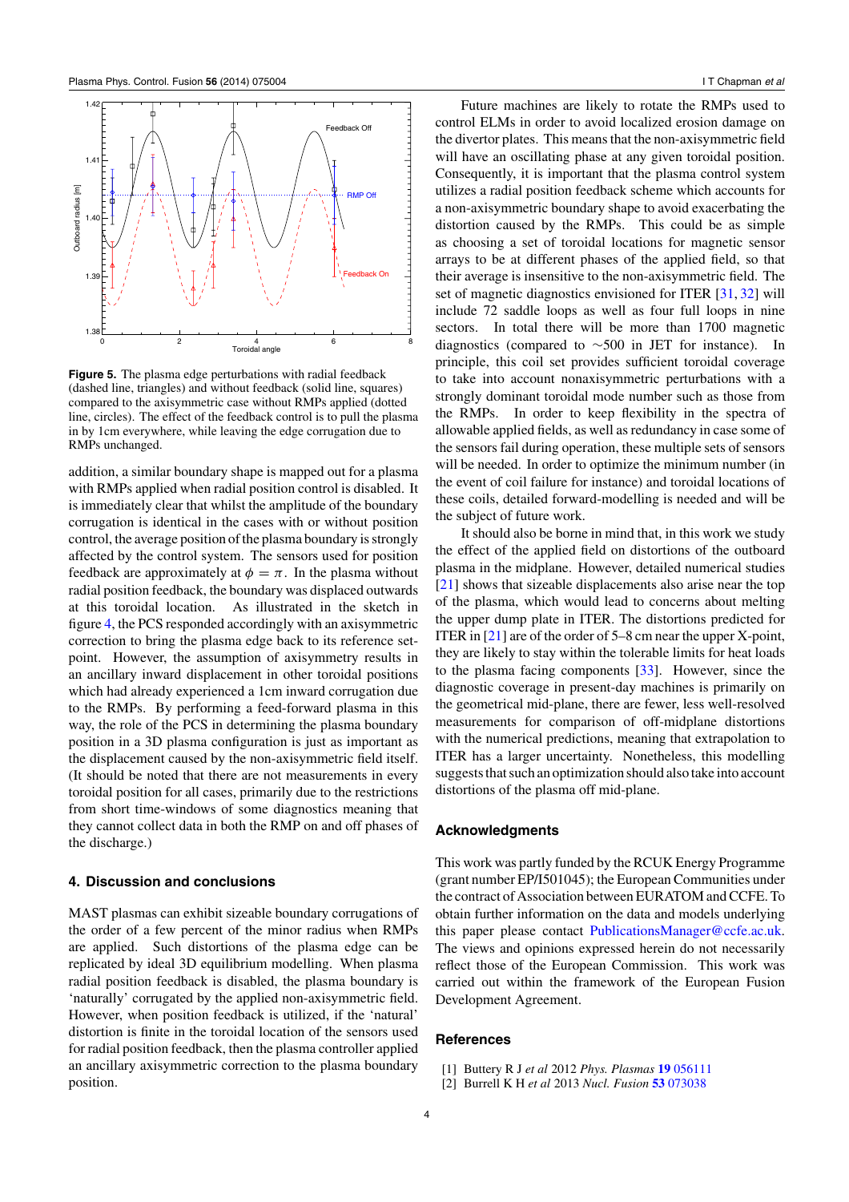**Figure 5.** The plasma edge perturbations with radial feedback (dashed line, triangles) and without feedback (solid line, squares) compared to the axisymmetric case without RMPs applied (dotted line, circles). The effect of the feedback control is to pull the plasma in by 1cm everywhere, while leaving the edge corrugation due to RMPs unchanged.

addition, a similar boundary shape is mapped out for a plasma with RMPs applied when radial position control is disabled. It is immediately clear that whilst the amplitude of the boundary corrugation is identical in the cases with or without position control, the average position of the plasma boundary is strongly affected by the control system. The sensors used for position feedback are approximately at $\phi = \pi$. In the plasma without radial position feedback, the boundary was displaced outwards at this toroidal location. As illustrated in the sketch in figure 4, the PCS responded accordingly with an axisymmetric correction to bring the plasma edge back to its reference set-point. However, the assumption of axisymmetry results in an ancillary inward displacement in other toroidal positions which had already experienced a 1cm inward corrugation due to the RMPs. By performing a feed-forward plasma in this way, the role of the PCS in determining the plasma boundary position in a 3D plasma configuration is just as important as the displacement caused by the non-axisymmetric field itself. (It should be noted that there are not measurements in every toroidal position for all cases, primarily due to the restrictions from short time-windows of some diagnostics meaning that they cannot collect data in both the RMP on and off phases of the discharge.)

## 4. Discussion and conclusions

MAST plasmas can exhibit sizeable boundary corrugations of the order of a few percent of the minor radius when RMPs are applied. Such distortions of the plasma edge can be replicated by ideal 3D equilibrium modelling. When plasma radial position feedback is disabled, the plasma boundary is 'naturally' corrugated by the applied non-axisymmetric field. However, when position feedback is utilized, if the 'natural' distortion is finite in the toroidal location of the sensors used for radial position feedback, then the plasma controller applied an ancillary axisymmetric correction to the plasma boundary position.

Future machines are likely to rotate the RMPs used to control ELMs in order to avoid localized erosion damage on the divertor plates. This means that the non-axisymmetric field will have an oscillating phase at any given toroidal position. Consequently, it is important that the plasma control system utilizes a radial position feedback scheme which accounts for a non-axisymmetric boundary shape to avoid exacerbating the distortion caused by the RMPs. This could be as simple as choosing a set of toroidal locations for magnetic sensor arrays to be at different phases of the applied field, so that their average is insensitive to the non-axisymmetric field. The set of magnetic diagnostics envisioned for ITER [31, 32] will include 72 saddle loops as well as four full loops in nine sectors. In total there will be more than 1700 magnetic diagnostics (compared to $\sim$500 in JET for instance). In principle, this coil set provides sufficient toroidal coverage to take into account nonaxisymmetric perturbations with a strongly dominant toroidal mode number such as those from the RMPs. In order to keep flexibility in the spectra of allowable applied fields, as well as redundancy in case some of the sensors fail during operation, these multiple sets of sensors will be needed. In order to optimize the minimum number (in the event of coil failure for instance) and toroidal locations of these coils, detailed forward-modelling is needed and will be the subject of future work.

It should also be borne in mind that, in this work we study the effect of the applied field on distortions of the outboard plasma in the midplane. However, detailed numerical studies [21] shows that sizeable displacements also arise near the top of the plasma, which would lead to concerns about melting the upper dump plate in ITER. The distortions predicted for ITER in [21] are of the order of 5–8 cm near the upper X-point, they are likely to stay within the tolerable limits for heat loads to the plasma facing components [33]. However, since the diagnostic coverage in present-day machines is primarily on the geometrical mid-plane, there are fewer, less well-resolved measurements for comparison of off-midplane distortions with the numerical predictions, meaning that extrapolation to ITER has a larger uncertainty. Nonetheless, this modelling suggests that such an optimization should also take into account distortions of the plasma off mid-plane.

## Acknowledgments

This work was partly funded by the RCUK Energy Programme (grant number EP/I501045); the European Communities under the contract of Association between EURATOM and CCFE. To obtain further information on the data and models underlying this paper please contact PublicationsManager@ccfe.ac.uk. The views and opinions expressed herein do not necessarily reflect those of the European Commission. This work was carried out within the framework of the European Fusion Development Agreement.

## References

[1] Buttery R J *et al* 2012 *Phys. Plasmas* **19** 056111

[2] Burrell K H *et al* 2013 *Nucl. Fusion* **53** 073038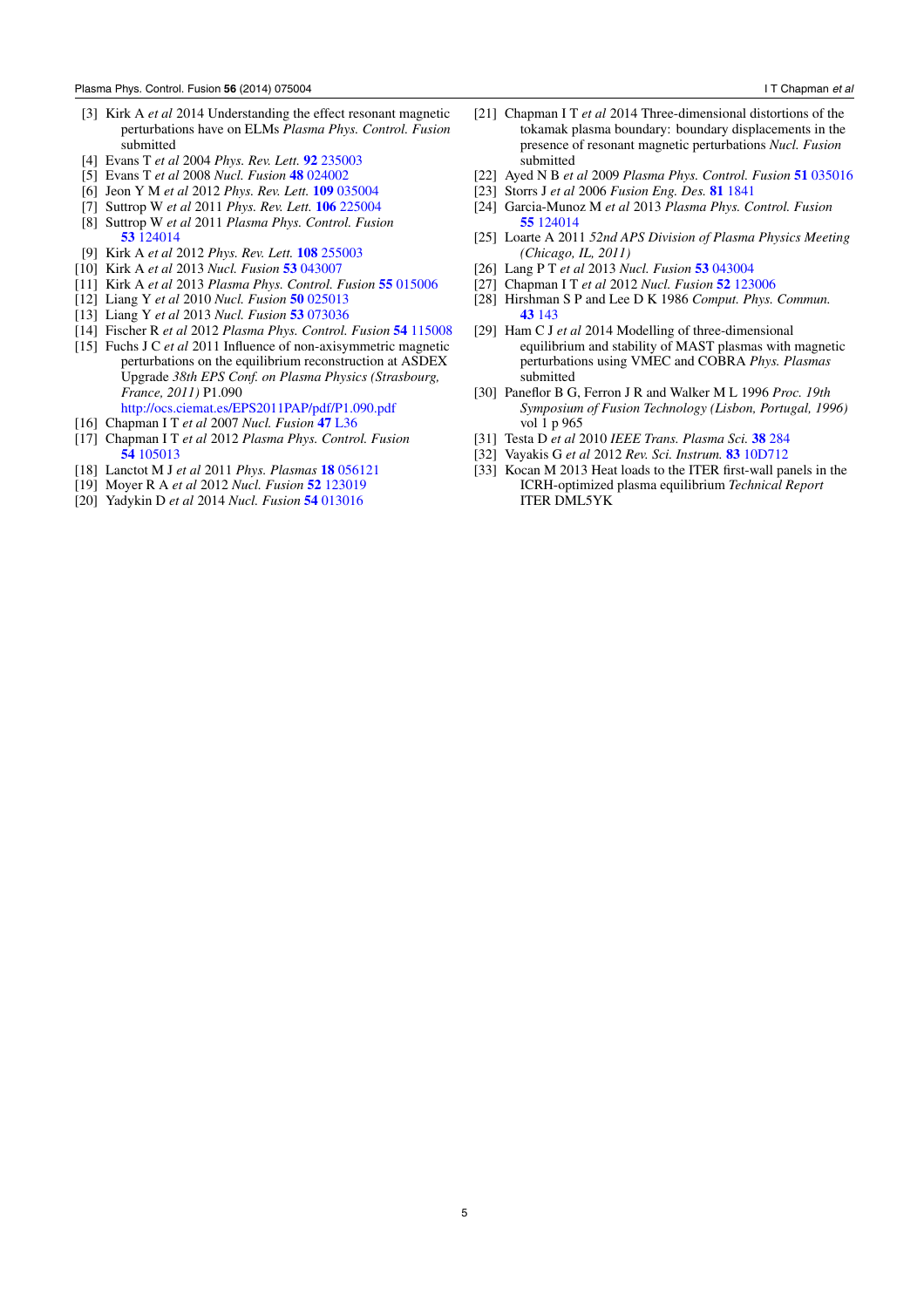[3] Kirk A *et al* 2014 Understanding the effect resonant magnetic perturbations have on ELMs *Plasma Phys. Control. Fusion* submitted

[4] Evans T *et al* 2004 *Phys. Rev. Lett.* **92** 235003

[5] Evans T *et al* 2008 *Nucl. Fusion* **48** 024002

[6] Jeon Y M *et al* 2012 *Phys. Rev. Lett.* **109** 035004

[7] Suttrop W *et al* 2011 *Phys. Rev. Lett.* **106** 225004

[8] Suttrop W *et al* 2011 *Plasma Phys. Control. Fusion* **53** 124014

[9] Kirk A *et al* 2012 *Phys. Rev. Lett.* **108** 255003

[10] Kirk A *et al* 2013 *Nucl. Fusion* **53** 043007

[11] Kirk A *et al* 2013 *Plasma Phys. Control. Fusion* **55** 015006

[12] Liang Y *et al* 2010 *Nucl. Fusion* **50** 025013

[13] Liang Y *et al* 2013 *Nucl. Fusion* **53** 073036

[14] Fischer R *et al* 2012 *Plasma Phys. Control. Fusion* **54** 115008

[15] Fuchs J C *et al* 2011 Influence of non-axisymmetric magnetic perturbations on the equilibrium reconstruction at ASDEX Upgrade *38th EPS Conf. on Plasma Physics (Strasbourg, France, 2011)* P1.090 http://ocs.ciemat.es/EPS2011PAP/pdf/P1.090.pdf

[16] Chapman I T *et al* 2007 *Nucl. Fusion* **47** L36

[17] Chapman I T *et al* 2012 *Plasma Phys. Control. Fusion* **54** 105013

[18] Lanctot M J *et al* 2011 *Phys. Plasmas* **18** 056121

[19] Moyer R A *et al* 2012 *Nucl. Fusion* **52** 123019

[20] Yadykin D *et al* 2014 *Nucl. Fusion* **54** 013016

[21] Chapman I T *et al* 2014 Three-dimensional distortions of the tokamak plasma boundary: boundary displacements in the presence of resonant magnetic perturbations *Nucl. Fusion* submitted

[22] Ayed N B *et al* 2009 *Plasma Phys. Control. Fusion* **51** 035016

[23] Storrs J *et al* 2006 *Fusion Eng. Des.* **81** 1841

[24] Garcia-Munoz M *et al* 2013 *Plasma Phys. Control. Fusion* **55** 124014

[25] Loarte A 2011 *52nd APS Division of Plasma Physics Meeting (Chicago, IL, 2011)*

[26] Lang P T *et al* 2013 *Nucl. Fusion* **53** 043004

[27] Chapman I T *et al* 2012 *Nucl. Fusion* **52** 123006

[28] Hirshman S P and Lee D K 1986 *Comput. Phys. Commun.* **43** 143

[29] Ham C J *et al* 2014 Modelling of three-dimensional equilibrium and stability of MAST plasmas with magnetic perturbations using VMEC and COBRA *Phys. Plasmas* submitted

[30] Paneflor B G, Ferron J R and Walker M L 1996 *Proc. 19th Symposium of Fusion Technology (Lisbon, Portugal, 1996)* vol 1 p 965

[31] Testa D *et al* 2010 *IEEE Trans. Plasma Sci.* **38** 284

[32] Vayakis G *et al* 2012 *Rev. Sci. Instrum.* **83** 10D712

[33] Kocan M 2013 Heat loads to the ITER first-wall panels in the ICRH-optimized plasma equilibrium *Technical Report* ITER DML5YK